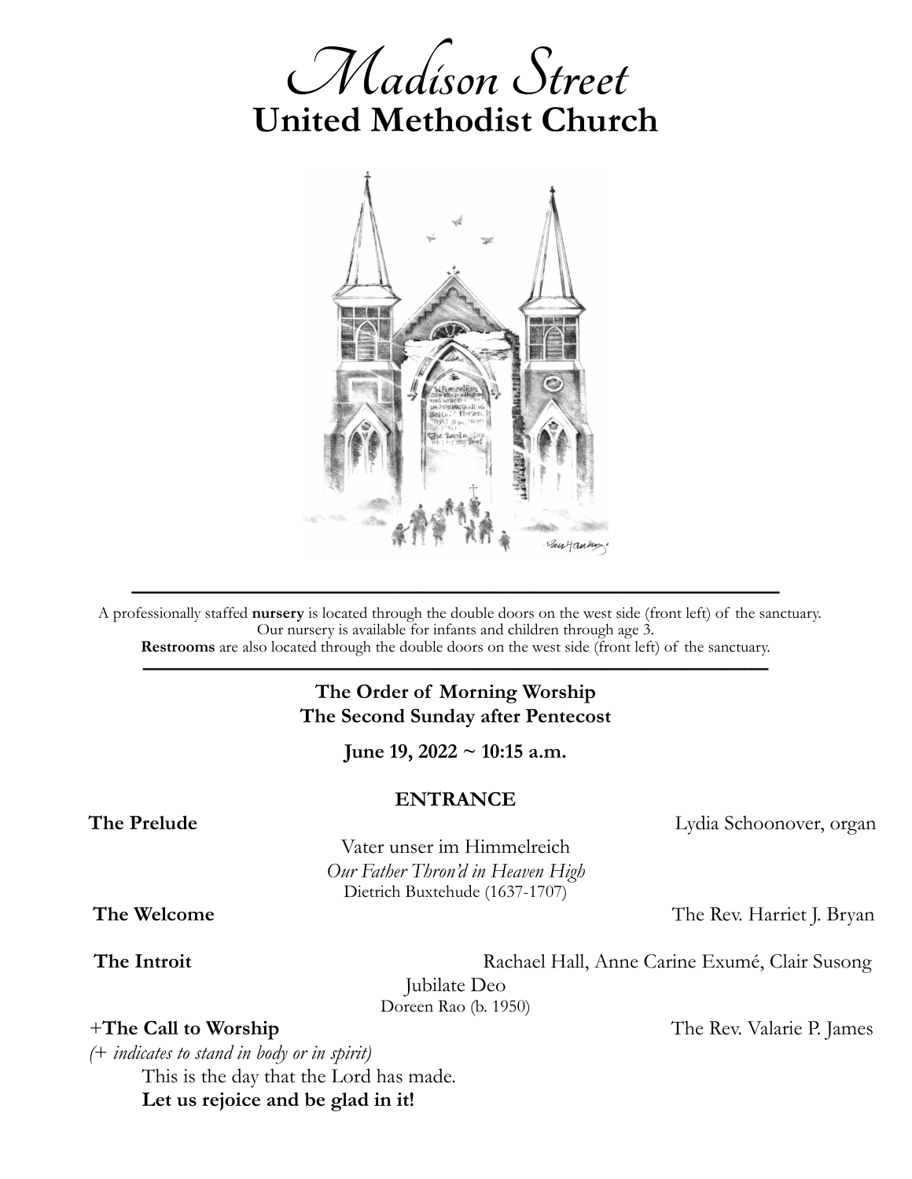# *Madison Street*
# United Methodist Church

---

A professionally staffed **nursery** is located through the double doors on the west side (front left) of the sanctuary. Our nursery is available for infants and children through age 3.
**Restrooms** are also located through the double doors on the west side (front left) of the sanctuary.

---

**The Order of Morning Worship**
**The Second Sunday after Pentecost**

**June 19, 2022 ~ 10:15 a.m.**

## ENTRANCE

**The Prelude** Lydia Schoonover, organ

Vater unser im Himmelreich
*Our Father Thron'd in Heaven High*
Dietrich Buxtehude (1637-1707)

**The Welcome** The Rev. Harriet J. Bryan

**The Introit** Rachael Hall, Anne Carine Exumé, Clair Susong

Jubilate Deo
Doreen Rao (b. 1950)

**+The Call to Worship** The Rev. Valarie P. James

*(+ indicates to stand in body or in spirit)*

This is the day that the Lord has made.
**Let us rejoice and be glad in it!**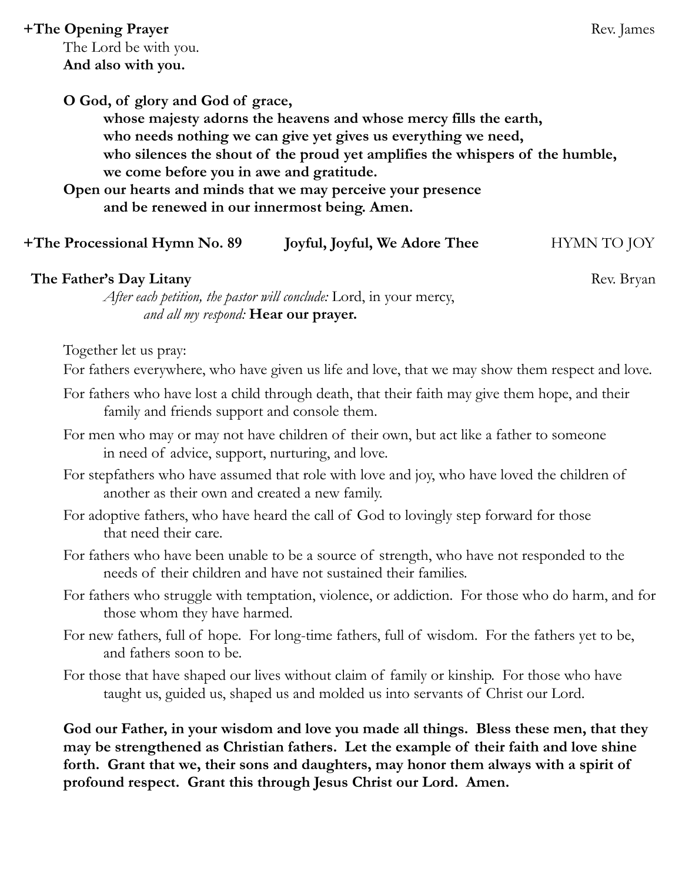**+The Opening Prayer** Rev. James

The Lord be with you.
**And also with you.**

**O God, of glory and God of grace,**
**whose majesty adorns the heavens and whose mercy fills the earth,**
**who needs nothing we can give yet gives us everything we need,**
**who silences the shout of the proud yet amplifies the whispers of the humble,**
**we come before you in awe and gratitude.**
**Open our hearts and minds that we may perceive your presence**
**and be renewed in our innermost being. Amen.**

**+The Processional Hymn No. 89** **Joyful, Joyful, We Adore Thee** HYMN TO JOY

**The Father's Day Litany** Rev. Bryan

*After each petition, the pastor will conclude:* Lord, in your mercy,
*and all my respond:* **Hear our prayer.**

Together let us pray:

For fathers everywhere, who have given us life and love, that we may show them respect and love.

For fathers who have lost a child through death, that their faith may give them hope, and their family and friends support and console them.

For men who may or may not have children of their own, but act like a father to someone in need of advice, support, nurturing, and love.

For stepfathers who have assumed that role with love and joy, who have loved the children of another as their own and created a new family.

For adoptive fathers, who have heard the call of God to lovingly step forward for those that need their care.

For fathers who have been unable to be a source of strength, who have not responded to the needs of their children and have not sustained their families.

For fathers who struggle with temptation, violence, or addiction. For those who do harm, and for those whom they have harmed.

For new fathers, full of hope. For long-time fathers, full of wisdom. For the fathers yet to be, and fathers soon to be.

For those that have shaped our lives without claim of family or kinship. For those who have taught us, guided us, shaped us and molded us into servants of Christ our Lord.

**God our Father, in your wisdom and love you made all things. Bless these men, that they may be strengthened as Christian fathers. Let the example of their faith and love shine forth. Grant that we, their sons and daughters, may honor them always with a spirit of profound respect. Grant this through Jesus Christ our Lord. Amen.**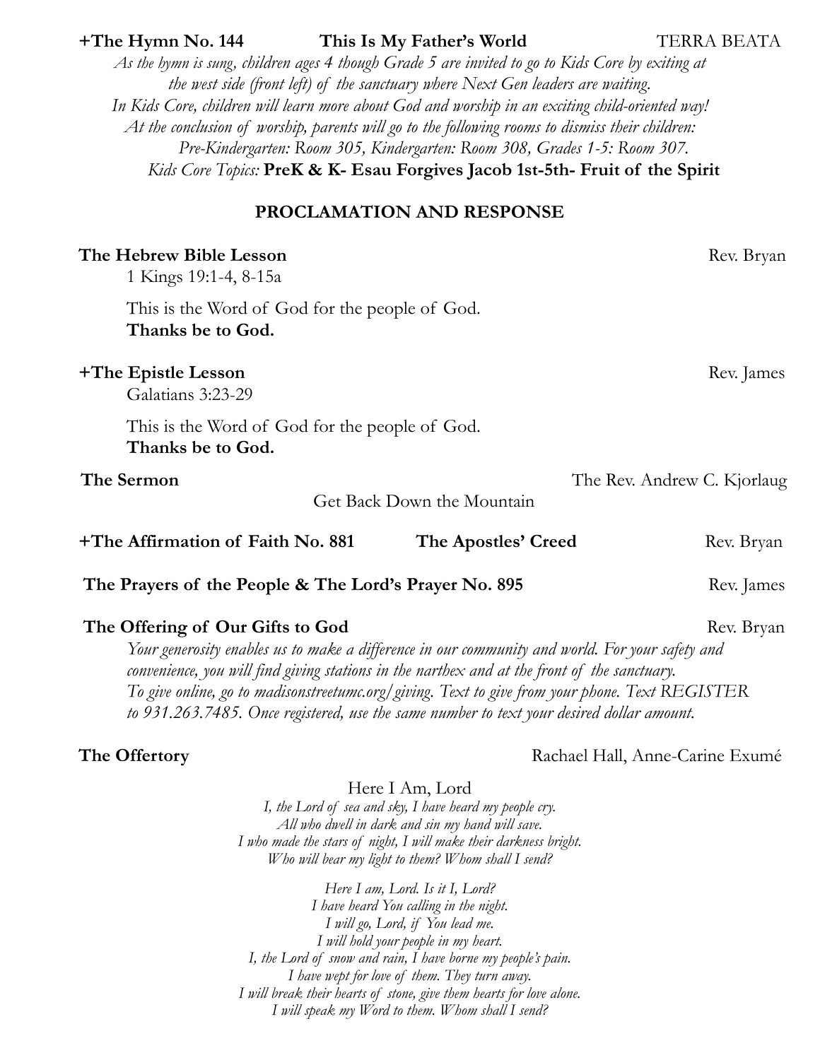**+The Hymn No. 144** **This Is My Father's World** TERRA BEATA

*As the hymn is sung, children ages 4 though Grade 5 are invited to go to Kids Core by exiting at the west side (front left) of the sanctuary where Next Gen leaders are waiting.*
*In Kids Core, children will learn more about God and worship in an exciting child-oriented way!*
*At the conclusion of worship, parents will go to the following rooms to dismiss their children:*
*Pre-Kindergarten: Room 305, Kindergarten: Room 308, Grades 1-5: Room 307.*
*Kids Core Topics:* **PreK & K- Esau Forgives Jacob 1st-5th- Fruit of the Spirit**

## PROCLAMATION AND RESPONSE

**The Hebrew Bible Lesson** Rev. Bryan
1 Kings 19:1-4, 8-15a

This is the Word of God for the people of God.
**Thanks be to God.**

**+The Epistle Lesson** Rev. James
Galatians 3:23-29

This is the Word of God for the people of God.
**Thanks be to God.**

**The Sermon** The Rev. Andrew C. Kjorlaug
Get Back Down the Mountain

**+The Affirmation of Faith No. 881** **The Apostles' Creed** Rev. Bryan

**The Prayers of the People & The Lord's Prayer No. 895** Rev. James

**The Offering of Our Gifts to God** Rev. Bryan
*Your generosity enables us to make a difference in our community and world. For your safety and convenience, you will find giving stations in the narthex and at the front of the sanctuary. To give online, go to madisonstreetumc.org/giving. Text to give from your phone. Text REGISTER to 931.263.7485. Once registered, use the same number to text your desired dollar amount.*

**The Offertory** Rachael Hall, Anne-Carine Exumé

Here I Am, Lord

*I, the Lord of sea and sky, I have heard my people cry.*
*All who dwell in dark and sin my hand will save.*
*I who made the stars of night, I will make their darkness bright.*
*Who will bear my light to them? Whom shall I send?*

*Here I am, Lord. Is it I, Lord?*
*I have heard You calling in the night.*
*I will go, Lord, if You lead me.*
*I will hold your people in my heart.*
*I, the Lord of snow and rain, I have borne my people's pain.*
*I have wept for love of them. They turn away.*
*I will break their hearts of stone, give them hearts for love alone.*
*I will speak my Word to them. Whom shall I send?*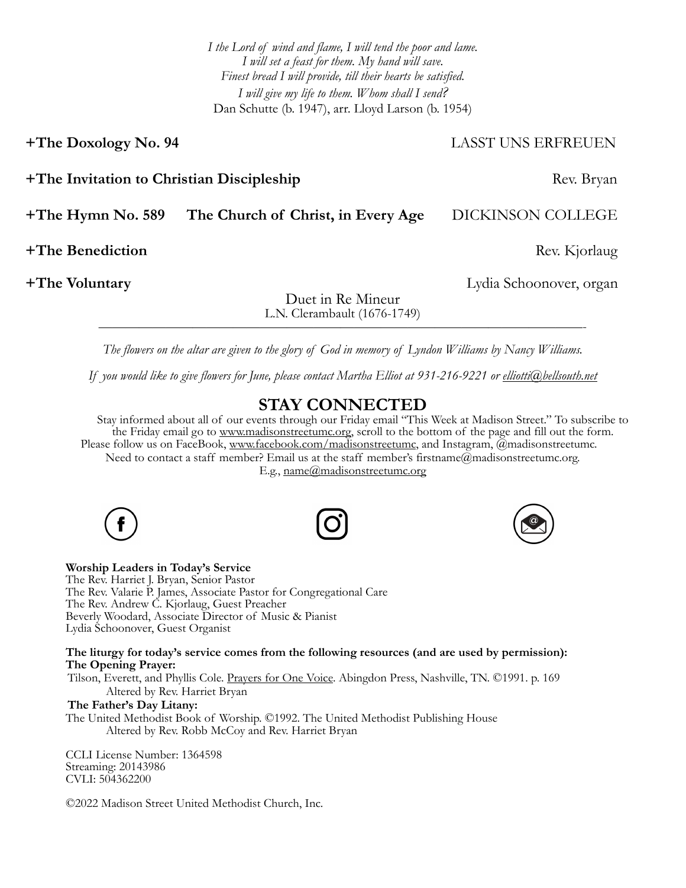*I the Lord of wind and flame, I will tend the poor and lame.*
*I will set a feast for them. My hand will save.*
*Finest bread I will provide, till their hearts be satisfied.*
*I will give my life to them. Whom shall I send?*
Dan Schutte (b. 1947), arr. Lloyd Larson (b. 1954)

**+The Doxology No. 94** LASST UNS ERFREUEN

**+The Invitation to Christian Discipleship** Rev. Bryan

**+The Hymn No. 589 The Church of Christ, in Every Age** DICKINSON COLLEGE

**+The Benediction** Rev. Kjorlaug

**+The Voluntary** Lydia Schoonover, organ

Duet in Re Mineur
L.N. Clerambault (1676-1749)

---

*The flowers on the altar are given to the glory of God in memory of Lyndon Williams by Nancy Williams.*

*If you would like to give flowers for June, please contact Martha Elliot at 931-216-9221 or elliotti@bellsouth.net*

## STAY CONNECTED

Stay informed about all of our events through our Friday email "This Week at Madison Street." To subscribe to the Friday email go to www.madisonstreetumc.org, scroll to the bottom of the page and fill out the form.
Please follow us on FaceBook, www.facebook.com/madisonstreetumc, and Instagram, @madisonstreetumc.
Need to contact a staff member? Email us at the staff member's firstname@madisonstreetumc.org.
E.g., name@madisonstreetumc.org

**Worship Leaders in Today's Service**
The Rev. Harriet J. Bryan, Senior Pastor
The Rev. Valarie P. James, Associate Pastor for Congregational Care
The Rev. Andrew C. Kjorlaug, Guest Preacher
Beverly Woodard, Associate Director of Music & Pianist
Lydia Schoonover, Guest Organist

**The liturgy for today's service comes from the following resources (and are used by permission):**
**The Opening Prayer:**
Tilson, Everett, and Phyllis Cole. Prayers for One Voice. Abingdon Press, Nashville, TN. ©1991. p. 169
Altered by Rev. Harriet Bryan
**The Father's Day Litany:**
The United Methodist Book of Worship. ©1992. The United Methodist Publishing House
Altered by Rev. Robb McCoy and Rev. Harriet Bryan

CCLI License Number: 1364598
Streaming: 20143986
CVLI: 504362200

©2022 Madison Street United Methodist Church, Inc.